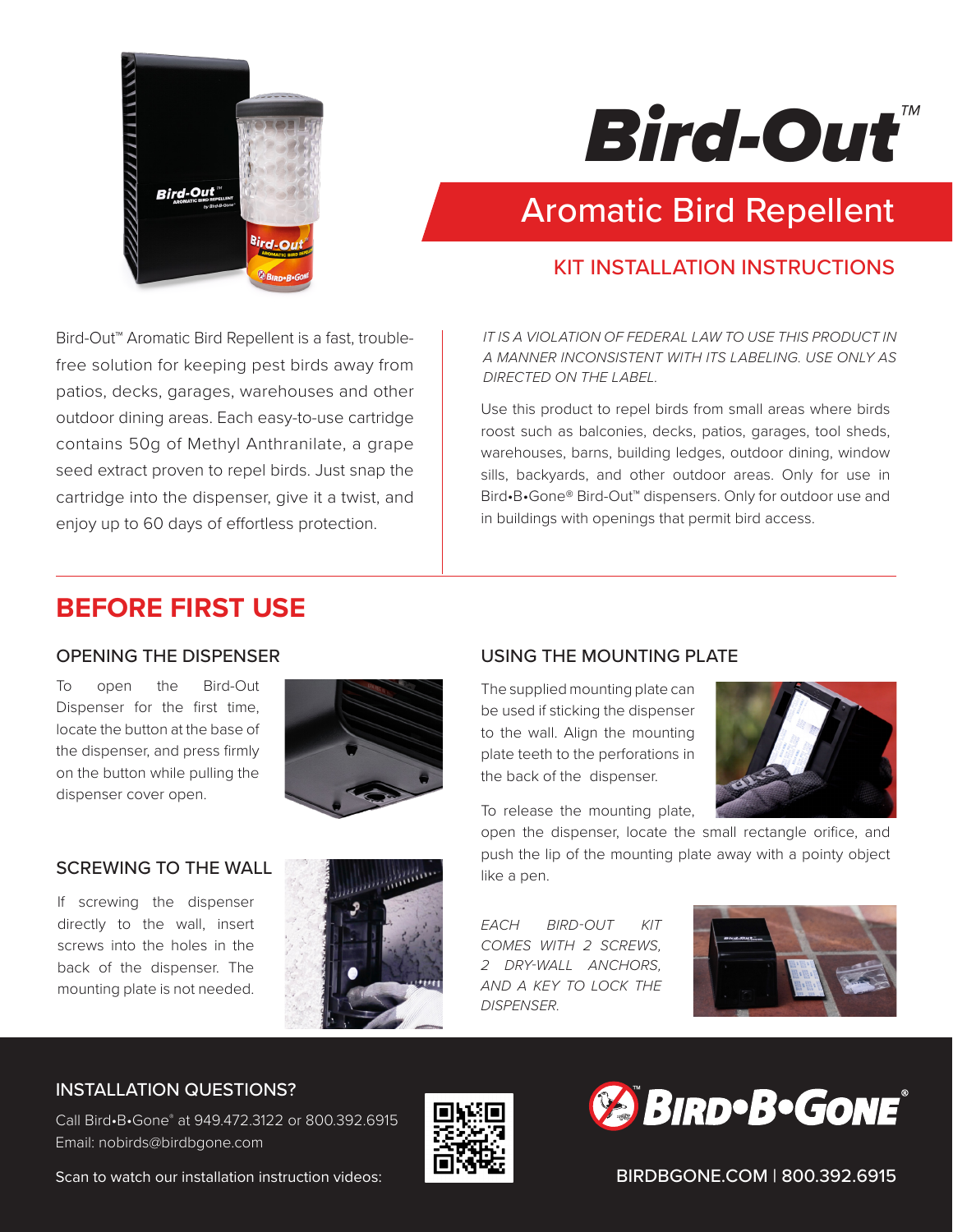# Bird-Out™

## Aromatic Bird Repellent

### KIT INSTALLATION INSTRUCTIONS

Bird-Out™ Aromatic Bird Repellent is a fast, trouble-free solution for keeping pest birds away from patios, decks, garages, warehouses and other outdoor dining areas. Each easy-to-use cartridge contains 50g of Methyl Anthranilate, a grape seed extract proven to repel birds. Just snap the cartridge into the dispenser, give it a twist, and enjoy up to 60 days of effortless protection.

*IT IS A VIOLATION OF FEDERAL LAW TO USE THIS PRODUCT IN A MANNER INCONSISTENT WITH ITS LABELING. USE ONLY AS DIRECTED ON THE LABEL.*

Use this product to repel birds from small areas where birds roost such as balconies, decks, patios, garages, tool sheds, warehouses, barns, building ledges, outdoor dining, window sills, backyards, and other outdoor areas. Only for use in Bird•B•Gone® Bird-Out™ dispensers. Only for outdoor use and in buildings with openings that permit bird access.

## BEFORE FIRST USE

### OPENING THE DISPENSER

To open the Bird-Out Dispenser for the first time, locate the button at the base of the dispenser, and press firmly on the button while pulling the dispenser cover open.

### SCREWING TO THE WALL

If screwing the dispenser directly to the wall, insert screws into the holes in the back of the dispenser. The mounting plate is not needed.

### USING THE MOUNTING PLATE

The supplied mounting plate can be used if sticking the dispenser to the wall. Align the mounting plate teeth to the perforations in the back of the dispenser.

To release the mounting plate, open the dispenser, locate the small rectangle orifice, and push the lip of the mounting plate away with a pointy object like a pen.

*EACH BIRD-OUT KIT COMES WITH 2 SCREWS, 2 DRY-WALL ANCHORS, AND A KEY TO LOCK THE DISPENSER.*

### INSTALLATION QUESTIONS?

Call Bird•B•Gone® at 949.472.3122 or 800.392.6915
Email: nobirds@birdbgone.com

Scan to watch our installation instruction videos:

BIRD•B•GONE®

BIRDBGONE.COM | 800.392.6915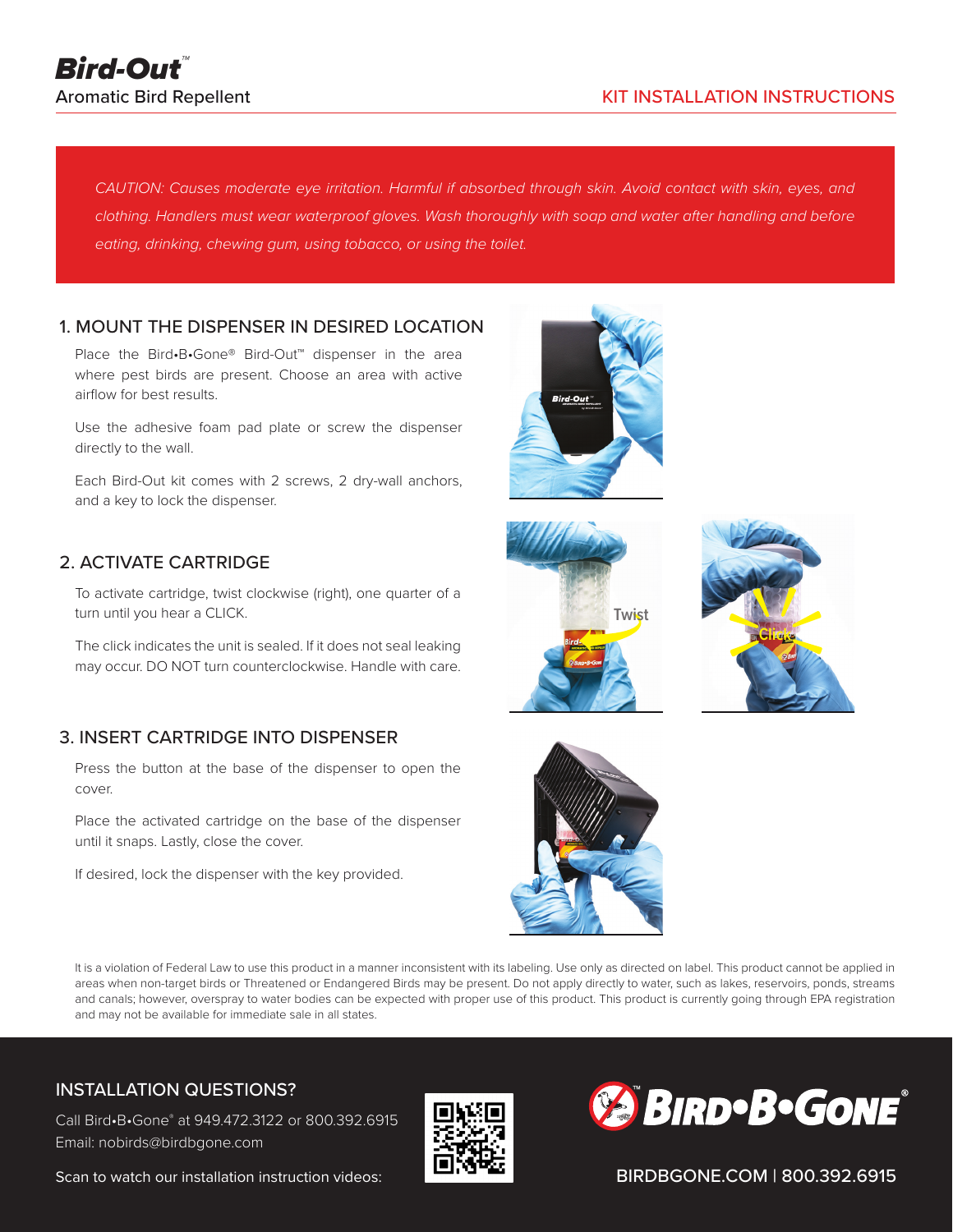# Bird-Out™

Aromatic Bird Repellent

KIT INSTALLATION INSTRUCTIONS

*CAUTION: Causes moderate eye irritation. Harmful if absorbed through skin. Avoid contact with skin, eyes, and clothing. Handlers must wear waterproof gloves. Wash thoroughly with soap and water after handling and before eating, drinking, chewing gum, using tobacco, or using the toilet.*

## 1. MOUNT THE DISPENSER IN DESIRED LOCATION

Place the Bird•B•Gone® Bird-Out™ dispenser in the area where pest birds are present. Choose an area with active airflow for best results.

Use the adhesive foam pad plate or screw the dispenser directly to the wall.

Each Bird-Out kit comes with 2 screws, 2 dry-wall anchors, and a key to lock the dispenser.

## 2. ACTIVATE CARTRIDGE

To activate cartridge, twist clockwise (right), one quarter of a turn until you hear a CLICK.

The click indicates the unit is sealed. If it does not seal leaking may occur. DO NOT turn counterclockwise. Handle with care.

## 3. INSERT CARTRIDGE INTO DISPENSER

Press the button at the base of the dispenser to open the cover.

Place the activated cartridge on the base of the dispenser until it snaps. Lastly, close the cover.

If desired, lock the dispenser with the key provided.

It is a violation of Federal Law to use this product in a manner inconsistent with its labeling. Use only as directed on label. This product cannot be applied in areas when non-target birds or Threatened or Endangered Birds may be present. Do not apply directly to water, such as lakes, reservoirs, ponds, streams and canals; however, overspray to water bodies can be expected with proper use of this product. This product is currently going through EPA registration and may not be available for immediate sale in all states.

## INSTALLATION QUESTIONS?

Call Bird•B•Gone® at 949.472.3122 or 800.392.6915

Email: nobirds@birdbgone.com

Scan to watch our installation instruction videos:

BIRD•B•GONE®

BIRDBGONE.COM | 800.392.6915